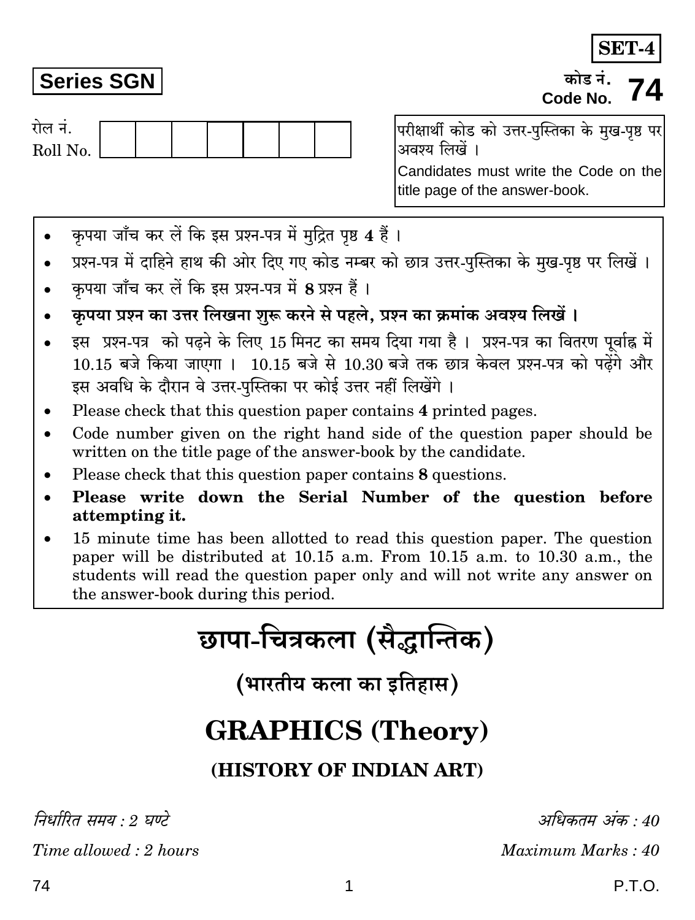**SET-4**

**Series SGN**

कोड नं.
Code No. **74**

रोल नं.
Roll No. | | | | | | | |

परीक्षार्थी कोड को उत्तर-पुस्तिका के मुख-पृष्ठ पर अवश्य लिखें ।

Candidates must write the Code on the title page of the answer-book.

- कृपया जाँच कर लें कि इस प्रश्न-पत्र में मुद्रित पृष्ठ **4** हैं ।
- प्रश्न-पत्र में दाहिने हाथ की ओर दिए गए कोड नम्बर को छात्र उत्तर-पुस्तिका के मुख-पृष्ठ पर लिखें ।
- कृपया जाँच कर लें कि इस प्रश्न-पत्र में **8** प्रश्न हैं ।
- **कृपया प्रश्न का उत्तर लिखना शुरू करने से पहले, प्रश्न का क्रमांक अवश्य लिखें ।**
- इस प्रश्न-पत्र को पढ़ने के लिए 15 मिनट का समय दिया गया है । प्रश्न-पत्र का वितरण पूर्वाह्न में 10.15 बजे किया जाएगा । 10.15 बजे से 10.30 बजे तक छात्र केवल प्रश्न-पत्र को पढ़ेंगे और इस अवधि के दौरान वे उत्तर-पुस्तिका पर कोई उत्तर नहीं लिखेंगे ।
- Please check that this question paper contains **4** printed pages.
- Code number given on the right hand side of the question paper should be written on the title page of the answer-book by the candidate.
- Please check that this question paper contains **8** questions.
- **Please write down the Serial Number of the question before attempting it.**
- 15 minute time has been allotted to read this question paper. The question paper will be distributed at 10.15 a.m. From 10.15 a.m. to 10.30 a.m., the students will read the question paper only and will not write any answer on the answer-book during this period.

# छापा-चित्रकला (सैद्धान्तिक)

## (भारतीय कला का इतिहास)

# GRAPHICS (Theory)

## (HISTORY OF INDIAN ART)

*निर्धारित समय : 2 घण्टे* | *अधिकतम अंक : 40*

*Time allowed : 2 hours* | *Maximum Marks : 40*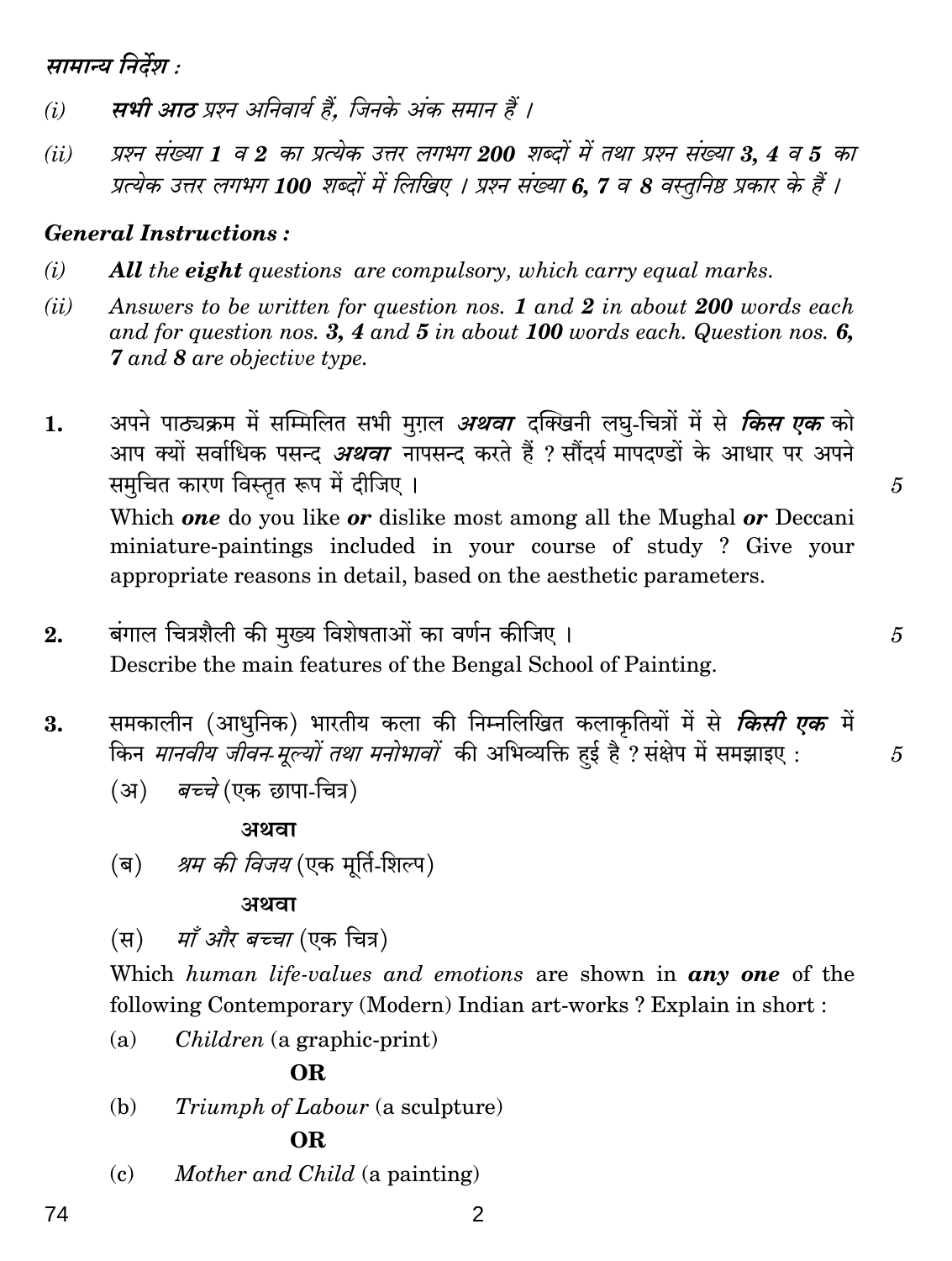*सामान्य निर्देश :*

*(i)* ***सभी आठ*** *प्रश्न अनिवार्य हैं, जिनके अंक समान हैं ।*

*(ii)* *प्रश्न संख्या **1** व **2** का प्रत्येक उत्तर लगभग **200** शब्दों में तथा प्रश्न संख्या **3, 4** व **5** का प्रत्येक उत्तर लगभग **100** शब्दों में लिखिए । प्रश्न संख्या **6, 7** व **8** वस्तुनिष्ठ प्रकार के हैं ।*

***General Instructions :***

*(i)* ***All** the **eight** questions are compulsory, which carry equal marks.*

*(ii)* *Answers to be written for question nos. **1** and **2** in about **200** words each and for question nos. **3, 4** and **5** in about **100** words each. Question nos. **6, 7** and **8** are objective type.*

**1.** अपने पाठ्यक्रम में सम्मिलित सभी मुग़ल ***अथवा*** दक्खिनी लघु-चित्रों में से ***किस एक*** को आप क्यों सर्वाधिक पसन्द ***अथवा*** नापसन्द करते हैं ? सौंदर्य मापदण्डों के आधार पर अपने समुचित कारण विस्तृत रूप में दीजिए । 5

Which ***one*** do you like ***or*** dislike most among all the Mughal ***or*** Deccani miniature-paintings included in your course of study ? Give your appropriate reasons in detail, based on the aesthetic parameters.

**2.** बंगाल चित्रशैली की मुख्य विशेषताओं का वर्णन कीजिए । 5

Describe the main features of the Bengal School of Painting.

**3.** समकालीन (आधुनिक) भारतीय कला की निम्नलिखित कलाकृतियों में से ***किसी एक*** में किन *मानवीय जीवन-मूल्यों तथा मनोभावों* की अभिव्यक्ति हुई है ? संक्षेप में समझाइए : 5

(अ) *बच्चे* (एक छापा-चित्र)

**अथवा**

(ब) *श्रम की विजय* (एक मूर्ति-शिल्प)

**अथवा**

(स) *माँ और बच्चा* (एक चित्र)

Which *human life-values and emotions* are shown in ***any one*** of the following Contemporary (Modern) Indian art-works ? Explain in short :

(a) *Children* (a graphic-print)

**OR**

(b) *Triumph of Labour* (a sculpture)

**OR**

(c) *Mother and Child* (a painting)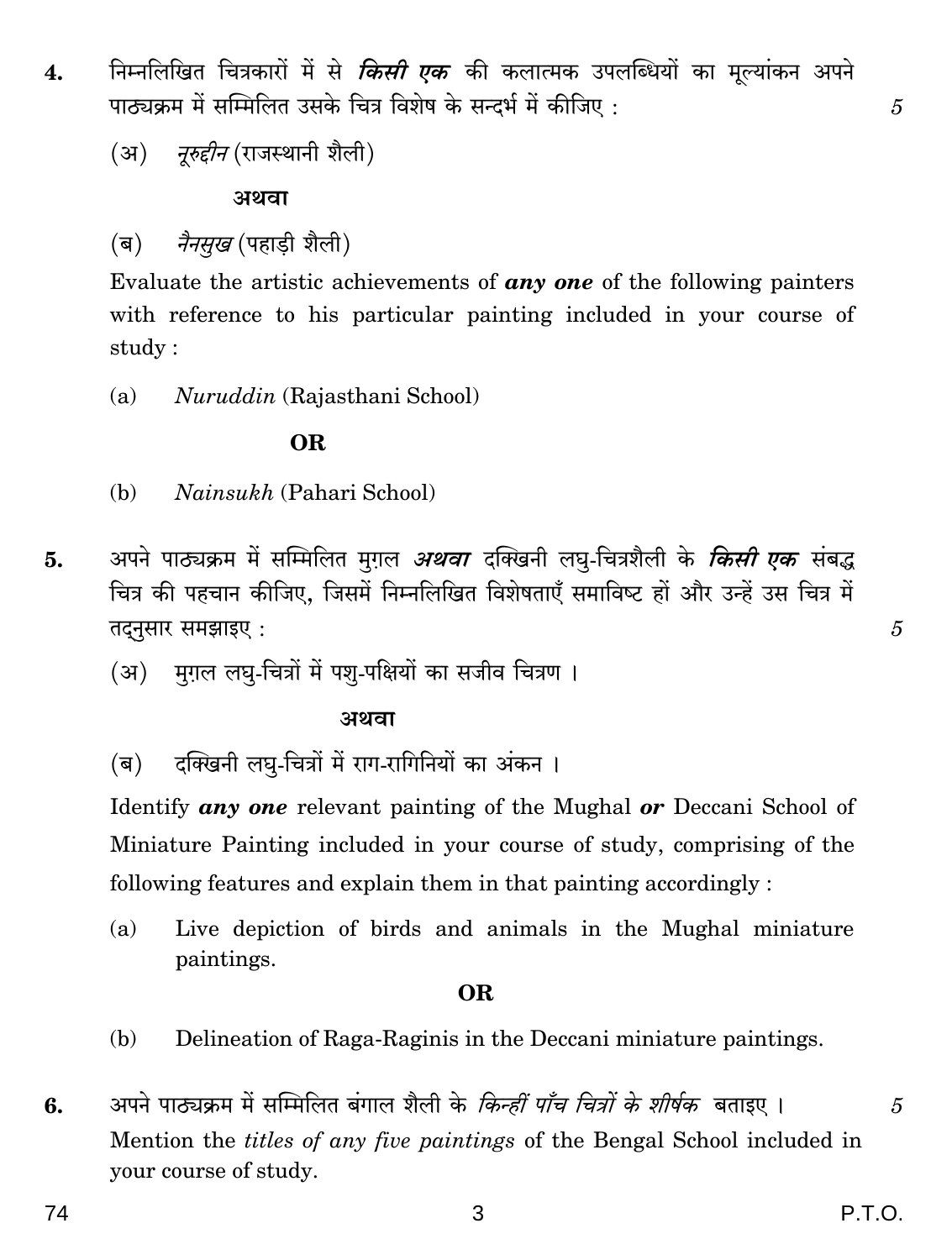4. निम्नलिखित चित्रकारों में से ***किसी एक*** की कलात्मक उपलब्धियों का मूल्यांकन अपने पाठ्यक्रम में सम्मिलित उसके चित्र विशेष के सन्दर्भ में कीजिए : 5

(अ) *नूरुद्दीन* (राजस्थानी शैली)

**अथवा**

(ब) *नैनसुख* (पहाड़ी शैली)

Evaluate the artistic achievements of ***any one*** of the following painters with reference to his particular painting included in your course of study :

(a) *Nuruddin* (Rajasthani School)

**OR**

(b) *Nainsukh* (Pahari School)

5. अपने पाठ्यक्रम में सम्मिलित मुग़ल ***अथवा*** दक्खिनी लघु-चित्रशैली के ***किसी एक*** संबद्ध चित्र की पहचान कीजिए, जिसमें निम्नलिखित विशेषताएँ समाविष्ट हों और उन्हें उस चित्र में तदनुसार समझाइए : 5

(अ) मुग़ल लघु-चित्रों में पशु-पक्षियों का सजीव चित्रण ।

**अथवा**

(ब) दक्खिनी लघु-चित्रों में राग-रागिनियों का अंकन ।

Identify ***any one*** relevant painting of the Mughal ***or*** Deccani School of Miniature Painting included in your course of study, comprising of the following features and explain them in that painting accordingly :

(a) Live depiction of birds and animals in the Mughal miniature paintings.

**OR**

(b) Delineation of Raga-Raginis in the Deccani miniature paintings.

6. अपने पाठ्यक्रम में सम्मिलित बंगाल शैली के *किन्हीं पाँच चित्रों के शीर्षक* बताइए । 5

Mention the *titles of any five paintings* of the Bengal School included in your course of study.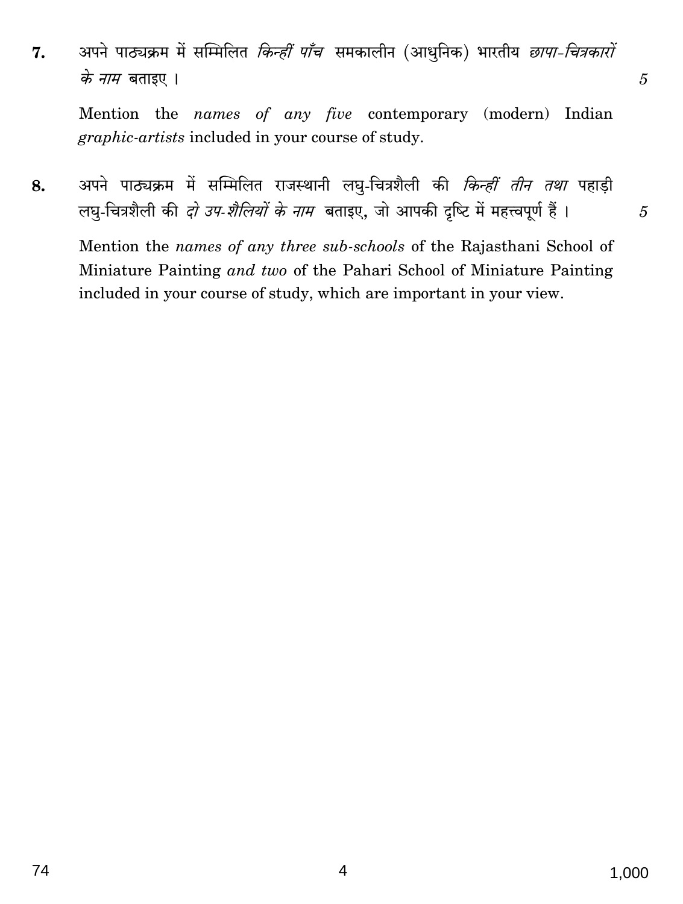7. अपने पाठ्यक्रम में सम्मिलित *किन्हीं पाँच* समकालीन (आधुनिक) भारतीय *छापा-चित्रकारों के नाम* बताइए । 5

   Mention the *names of any five* contemporary (modern) Indian *graphic-artists* included in your course of study.

8. अपने पाठ्यक्रम में सम्मिलित राजस्थानी लघु-चित्रशैली की *किन्हीं तीन तथा* पहाड़ी लघु-चित्रशैली की *दो उप-शैलियों के नाम* बताइए, जो आपकी दृष्टि में महत्त्वपूर्ण हैं । 5

   Mention the *names of any three sub-schools* of the Rajasthani School of Miniature Painting *and two* of the Pahari School of Miniature Painting included in your course of study, which are important in your view.